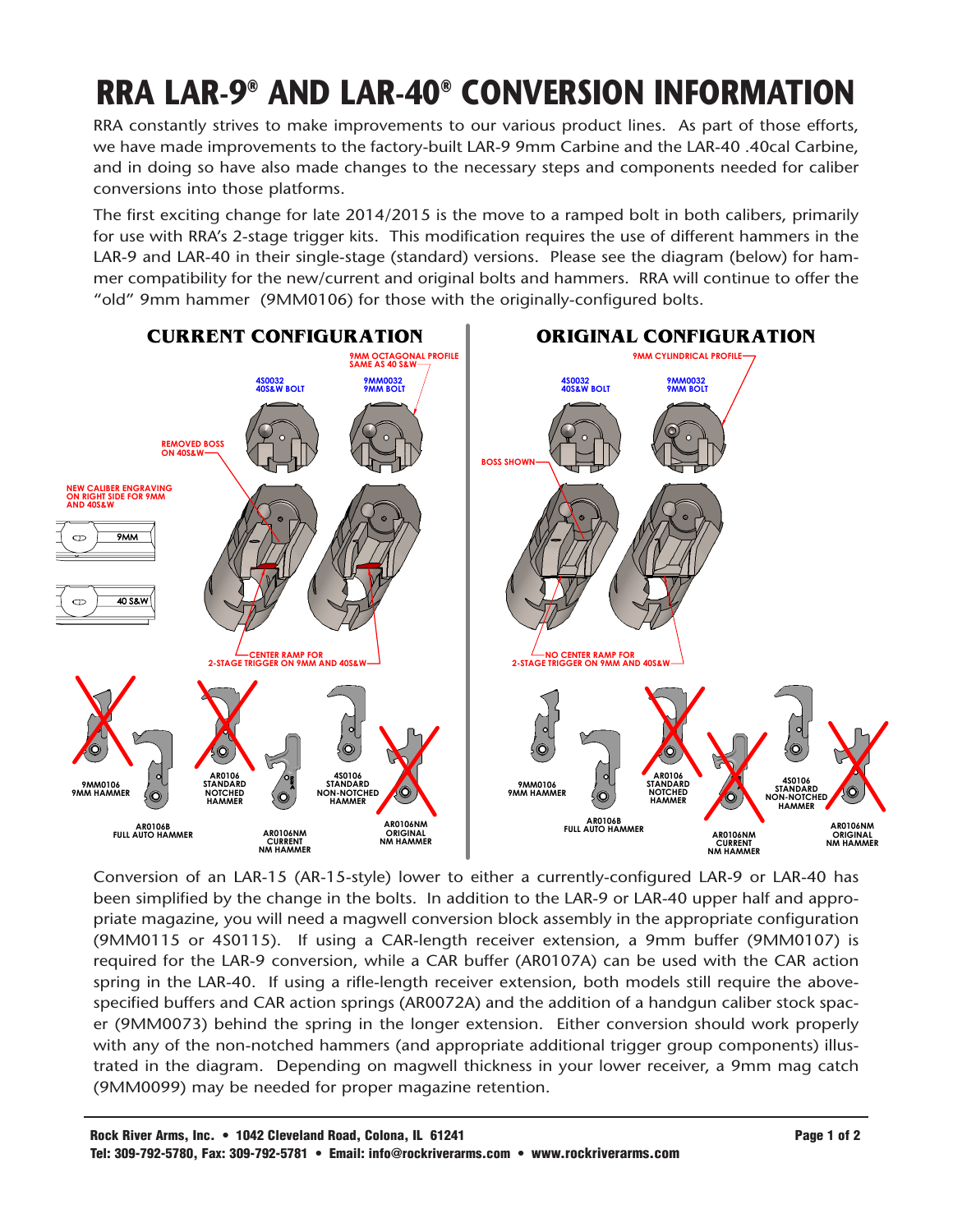# RRA LAR-9® AND LAR-40® CONVERSION INFORMATION

RRA constantly strives to make improvements to our various product lines. As part of those efforts, we have made improvements to the factory-built LAR-9 9mm Carbine and the LAR-40 .40cal Carbine, and in doing so have also made changes to the necessary steps and components needed for caliber conversions into those platforms.

The first exciting change for late 2014/2015 is the move to a ramped bolt in both calibers, primarily for use with RRA's 2-stage trigger kits. This modification requires the use of different hammers in the LAR-9 and LAR-40 in their single-stage (standard) versions. Please see the diagram (below) for hammer compatibility for the new/current and original bolts and hammers. RRA will continue to offer the "old" 9mm hammer (9MM0106) for those with the originally-configured bolts.

## CURRENT CONFIGURATION

9MM OCTAGONAL PROFILE SAME AS 40 S&W

4S0032 40S&W BOLT

9MM0032 9MM BOLT

REMOVED BOSS ON 40S&W

NEW CALIBER ENGRAVING ON RIGHT SIDE FOR 9MM AND 40S&W

9MM

40 S&W

CENTER RAMP FOR 2-STAGE TRIGGER ON 9MM AND 40S&W

9MM0106 9MM HAMMER

AR0106B FULL AUTO HAMMER

AR0106 STANDARD NOTCHED HAMMER

AR0106NM CURRENT NM HAMMER

4S0106 STANDARD NON-NOTCHED HAMMER

AR0106NM ORIGINAL NM HAMMER

## ORIGINAL CONFIGURATION

9MM CYLINDRICAL PROFILE

4S0032 40S&W BOLT

9MM0032 9MM BOLT

BOSS SHOWN

NO CENTER RAMP FOR 2-STAGE TRIGGER ON 9MM AND 40S&W

9MM0106 9MM HAMMER

AR0106B FULL AUTO HAMMER

AR0106 STANDARD NOTCHED HAMMER

AR0106NM CURRENT NM HAMMER

4S0106 STANDARD NON-NOTCHED HAMMER

AR0106NM ORIGINAL NM HAMMER

Conversion of an LAR-15 (AR-15-style) lower to either a currently-configured LAR-9 or LAR-40 has been simplified by the change in the bolts. In addition to the LAR-9 or LAR-40 upper half and appropriate magazine, you will need a magwell conversion block assembly in the appropriate configuration (9MM0115 or 4S0115). If using a CAR-length receiver extension, a 9mm buffer (9MM0107) is required for the LAR-9 conversion, while a CAR buffer (AR0107A) can be used with the CAR action spring in the LAR-40. If using a rifle-length receiver extension, both models still require the above-specified buffers and CAR action springs (AR0072A) and the addition of a handgun caliber stock spacer (9MM0073) behind the spring in the longer extension. Either conversion should work properly with any of the non-notched hammers (and appropriate additional trigger group components) illustrated in the diagram. Depending on magwell thickness in your lower receiver, a 9mm mag catch (9MM0099) may be needed for proper magazine retention.

**Rock River Arms, Inc. • 1042 Cleveland Road, Colona, IL 61241**
**Tel: 309-792-5780, Fax: 309-792-5781 • Email: info@rockriverarms.com • www.rockriverarms.com**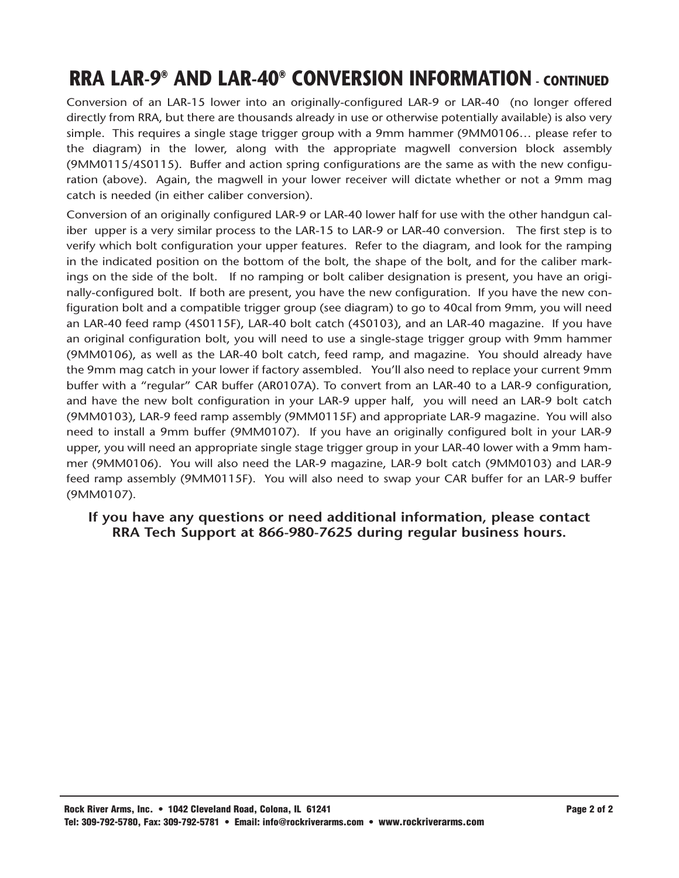# RRA LAR-9® AND LAR-40® CONVERSION INFORMATION - CONTINUED

Conversion of an LAR-15 lower into an originally-configured LAR-9 or LAR-40 (no longer offered directly from RRA, but there are thousands already in use or otherwise potentially available) is also very simple. This requires a single stage trigger group with a 9mm hammer (9MM0106… please refer to the diagram) in the lower, along with the appropriate magwell conversion block assembly (9MM0115/4S0115). Buffer and action spring configurations are the same as with the new configuration (above). Again, the magwell in your lower receiver will dictate whether or not a 9mm mag catch is needed (in either caliber conversion).

Conversion of an originally configured LAR-9 or LAR-40 lower half for use with the other handgun caliber upper is a very similar process to the LAR-15 to LAR-9 or LAR-40 conversion. The first step is to verify which bolt configuration your upper features. Refer to the diagram, and look for the ramping in the indicated position on the bottom of the bolt, the shape of the bolt, and for the caliber markings on the side of the bolt. If no ramping or bolt caliber designation is present, you have an originally-configured bolt. If both are present, you have the new configuration. If you have the new configuration bolt and a compatible trigger group (see diagram) to go to 40cal from 9mm, you will need an LAR-40 feed ramp (4S0115F), LAR-40 bolt catch (4S0103), and an LAR-40 magazine. If you have an original configuration bolt, you will need to use a single-stage trigger group with 9mm hammer (9MM0106), as well as the LAR-40 bolt catch, feed ramp, and magazine. You should already have the 9mm mag catch in your lower if factory assembled. You'll also need to replace your current 9mm buffer with a "regular" CAR buffer (AR0107A). To convert from an LAR-40 to a LAR-9 configuration, and have the new bolt configuration in your LAR-9 upper half, you will need an LAR-9 bolt catch (9MM0103), LAR-9 feed ramp assembly (9MM0115F) and appropriate LAR-9 magazine. You will also need to install a 9mm buffer (9MM0107). If you have an originally configured bolt in your LAR-9 upper, you will need an appropriate single stage trigger group in your LAR-40 lower with a 9mm hammer (9MM0106). You will also need the LAR-9 magazine, LAR-9 bolt catch (9MM0103) and LAR-9 feed ramp assembly (9MM0115F). You will also need to swap your CAR buffer for an LAR-9 buffer (9MM0107).

**If you have any questions or need additional information, please contact RRA Tech Support at 866-980-7625 during regular business hours.**

**Rock River Arms, Inc. • 1042 Cleveland Road, Colona, IL 61241**
**Tel: 309-792-5780, Fax: 309-792-5781 • Email: info@rockriverarms.com • www.rockriverarms.com**